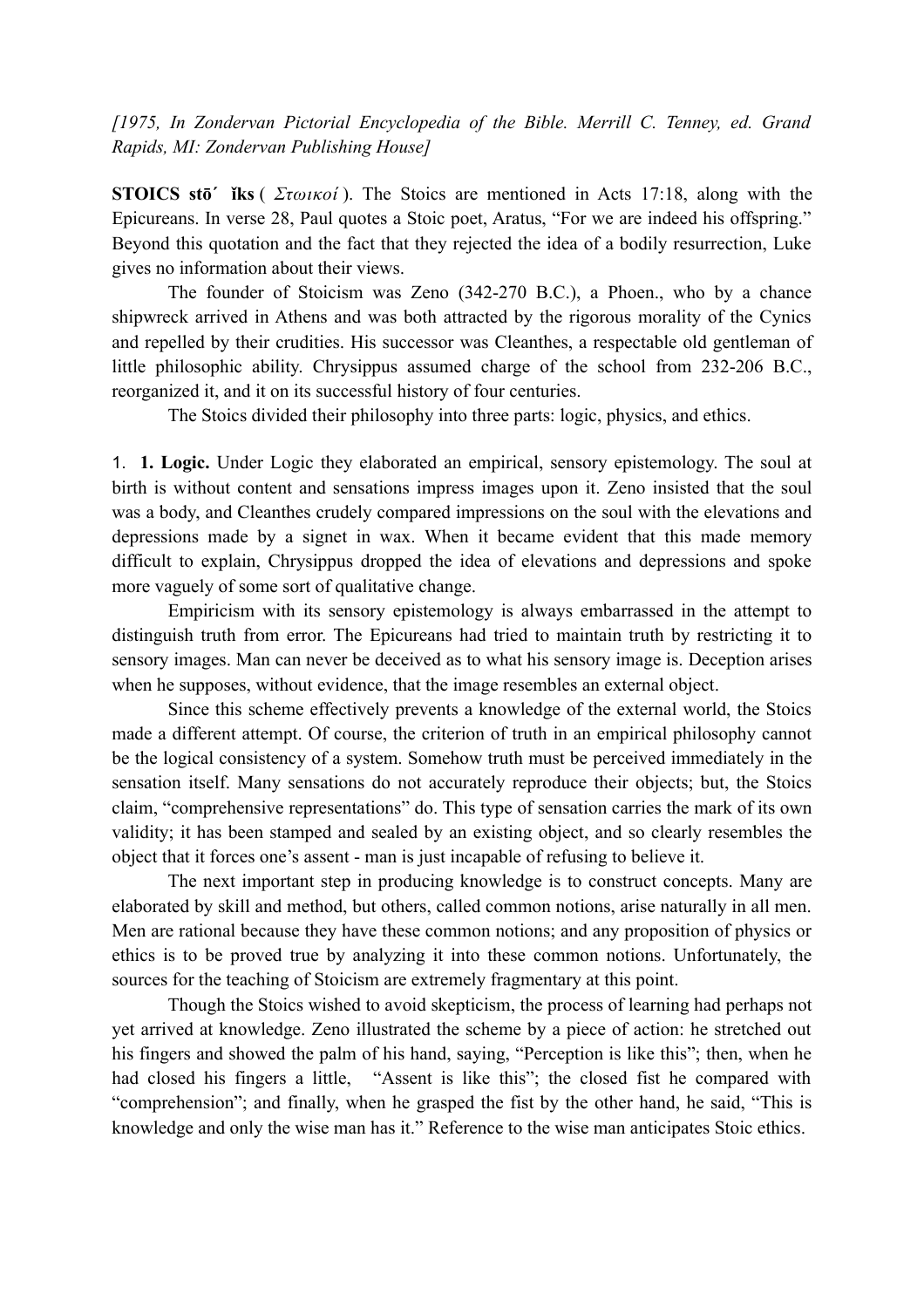*[1975, In Zondervan Pictorial Encyclopedia of the Bible. Merrill C. Tenney, ed. Grand Rapids, MI: Zondervan Publishing House]*

**STOICS stō´ ĭks** ( *Στωικοί* ). The Stoics are mentioned in Acts 17:18, along with the Epicureans. In verse 28, Paul quotes a Stoic poet, Aratus, "For we are indeed his offspring." Beyond this quotation and the fact that they rejected the idea of a bodily resurrection, Luke gives no information about their views.

The founder of Stoicism was Zeno (342-270 B.C.), a Phoen., who by a chance shipwreck arrived in Athens and was both attracted by the rigorous morality of the Cynics and repelled by their crudities. His successor was Cleanthes, a respectable old gentleman of little philosophic ability. Chrysippus assumed charge of the school from 232-206 B.C., reorganized it, and it on its successful history of four centuries.

The Stoics divided their philosophy into three parts: logic, physics, and ethics.

1. **1. Logic.** Under Logic they elaborated an empirical, sensory epistemology. The soul at birth is without content and sensations impress images upon it. Zeno insisted that the soul was a body, and Cleanthes crudely compared impressions on the soul with the elevations and depressions made by a signet in wax. When it became evident that this made memory difficult to explain, Chrysippus dropped the idea of elevations and depressions and spoke more vaguely of some sort of qualitative change.

Empiricism with its sensory epistemology is always embarrassed in the attempt to distinguish truth from error. The Epicureans had tried to maintain truth by restricting it to sensory images. Man can never be deceived as to what his sensory image is. Deception arises when he supposes, without evidence, that the image resembles an external object.

Since this scheme effectively prevents a knowledge of the external world, the Stoics made a different attempt. Of course, the criterion of truth in an empirical philosophy cannot be the logical consistency of a system. Somehow truth must be perceived immediately in the sensation itself. Many sensations do not accurately reproduce their objects; but, the Stoics claim, "comprehensive representations" do. This type of sensation carries the mark of its own validity; it has been stamped and sealed by an existing object, and so clearly resembles the object that it forces one's assent - man is just incapable of refusing to believe it.

The next important step in producing knowledge is to construct concepts. Many are elaborated by skill and method, but others, called common notions, arise naturally in all men. Men are rational because they have these common notions; and any proposition of physics or ethics is to be proved true by analyzing it into these common notions. Unfortunately, the sources for the teaching of Stoicism are extremely fragmentary at this point.

Though the Stoics wished to avoid skepticism, the process of learning had perhaps not yet arrived at knowledge. Zeno illustrated the scheme by a piece of action: he stretched out his fingers and showed the palm of his hand, saying, "Perception is like this"; then, when he had closed his fingers a little, "Assent is like this"; the closed fist he compared with "comprehension"; and finally, when he grasped the fist by the other hand, he said, "This is knowledge and only the wise man has it." Reference to the wise man anticipates Stoic ethics.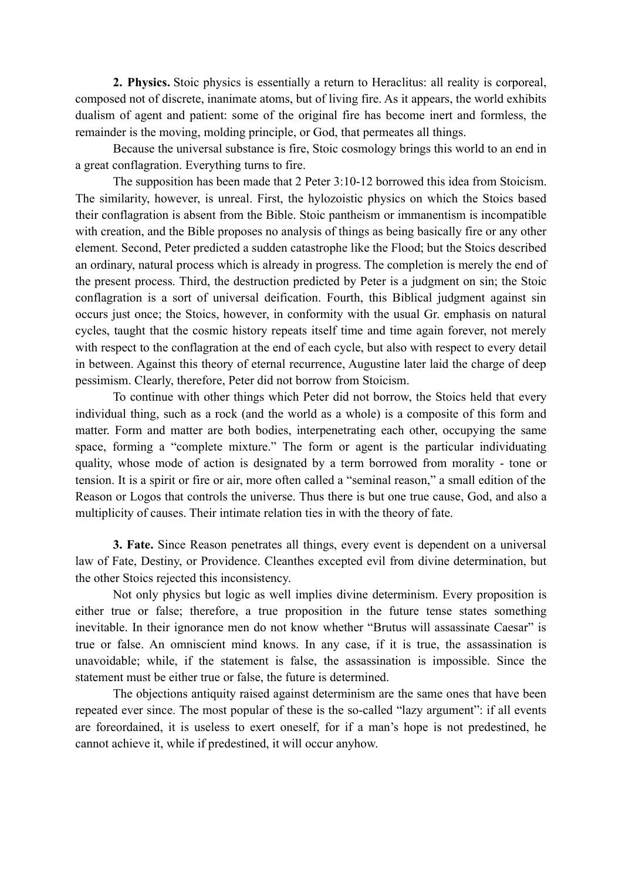**2. Physics.** Stoic physics is essentially a return to Heraclitus: all reality is corporeal, composed not of discrete, inanimate atoms, but of living fire. As it appears, the world exhibits dualism of agent and patient: some of the original fire has become inert and formless, the remainder is the moving, molding principle, or God, that permeates all things.

Because the universal substance is fire, Stoic cosmology brings this world to an end in a great conflagration. Everything turns to fire.

The supposition has been made that 2 Peter 3:10-12 borrowed this idea from Stoicism. The similarity, however, is unreal. First, the hylozoistic physics on which the Stoics based their conflagration is absent from the Bible. Stoic pantheism or immanentism is incompatible with creation, and the Bible proposes no analysis of things as being basically fire or any other element. Second, Peter predicted a sudden catastrophe like the Flood; but the Stoics described an ordinary, natural process which is already in progress. The completion is merely the end of the present process. Third, the destruction predicted by Peter is a judgment on sin; the Stoic conflagration is a sort of universal deification. Fourth, this Biblical judgment against sin occurs just once; the Stoics, however, in conformity with the usual Gr. emphasis on natural cycles, taught that the cosmic history repeats itself time and time again forever, not merely with respect to the conflagration at the end of each cycle, but also with respect to every detail in between. Against this theory of eternal recurrence, Augustine later laid the charge of deep pessimism. Clearly, therefore, Peter did not borrow from Stoicism.

To continue with other things which Peter did not borrow, the Stoics held that every individual thing, such as a rock (and the world as a whole) is a composite of this form and matter. Form and matter are both bodies, interpenetrating each other, occupying the same space, forming a "complete mixture." The form or agent is the particular individuating quality, whose mode of action is designated by a term borrowed from morality - tone or tension. It is a spirit or fire or air, more often called a "seminal reason," a small edition of the Reason or Logos that controls the universe. Thus there is but one true cause, God, and also a multiplicity of causes. Their intimate relation ties in with the theory of fate.

**3. Fate.** Since Reason penetrates all things, every event is dependent on a universal law of Fate, Destiny, or Providence. Cleanthes excepted evil from divine determination, but the other Stoics rejected this inconsistency.

Not only physics but logic as well implies divine determinism. Every proposition is either true or false; therefore, a true proposition in the future tense states something inevitable. In their ignorance men do not know whether "Brutus will assassinate Caesar" is true or false. An omniscient mind knows. In any case, if it is true, the assassination is unavoidable; while, if the statement is false, the assassination is impossible. Since the statement must be either true or false, the future is determined.

The objections antiquity raised against determinism are the same ones that have been repeated ever since. The most popular of these is the so-called "lazy argument": if all events are foreordained, it is useless to exert oneself, for if a man's hope is not predestined, he cannot achieve it, while if predestined, it will occur anyhow.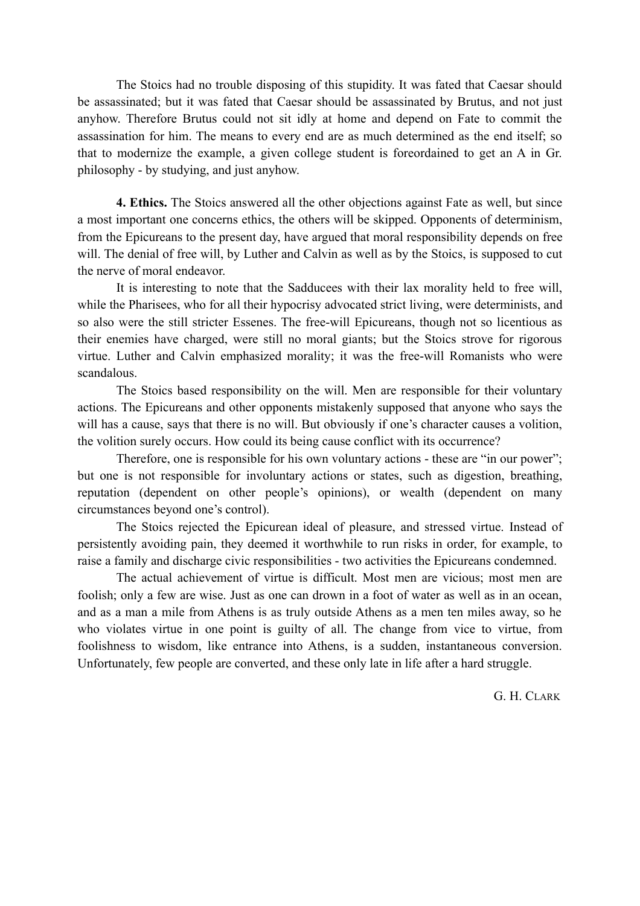The Stoics had no trouble disposing of this stupidity. It was fated that Caesar should be assassinated; but it was fated that Caesar should be assassinated by Brutus, and not just anyhow. Therefore Brutus could not sit idly at home and depend on Fate to commit the assassination for him. The means to every end are as much determined as the end itself; so that to modernize the example, a given college student is foreordained to get an A in Gr. philosophy - by studying, and just anyhow.

**4. Ethics.** The Stoics answered all the other objections against Fate as well, but since a most important one concerns ethics, the others will be skipped. Opponents of determinism, from the Epicureans to the present day, have argued that moral responsibility depends on free will. The denial of free will, by Luther and Calvin as well as by the Stoics, is supposed to cut the nerve of moral endeavor.

It is interesting to note that the Sadducees with their lax morality held to free will, while the Pharisees, who for all their hypocrisy advocated strict living, were determinists, and so also were the still stricter Essenes. The free-will Epicureans, though not so licentious as their enemies have charged, were still no moral giants; but the Stoics strove for rigorous virtue. Luther and Calvin emphasized morality; it was the free-will Romanists who were scandalous.

The Stoics based responsibility on the will. Men are responsible for their voluntary actions. The Epicureans and other opponents mistakenly supposed that anyone who says the will has a cause, says that there is no will. But obviously if one's character causes a volition, the volition surely occurs. How could its being cause conflict with its occurrence?

Therefore, one is responsible for his own voluntary actions - these are "in our power"; but one is not responsible for involuntary actions or states, such as digestion, breathing, reputation (dependent on other people's opinions), or wealth (dependent on many circumstances beyond one's control).

The Stoics rejected the Epicurean ideal of pleasure, and stressed virtue. Instead of persistently avoiding pain, they deemed it worthwhile to run risks in order, for example, to raise a family and discharge civic responsibilities - two activities the Epicureans condemned.

The actual achievement of virtue is difficult. Most men are vicious; most men are foolish; only a few are wise. Just as one can drown in a foot of water as well as in an ocean, and as a man a mile from Athens is as truly outside Athens as a men ten miles away, so he who violates virtue in one point is guilty of all. The change from vice to virtue, from foolishness to wisdom, like entrance into Athens, is a sudden, instantaneous conversion. Unfortunately, few people are converted, and these only late in life after a hard struggle.

G. H. CLARK